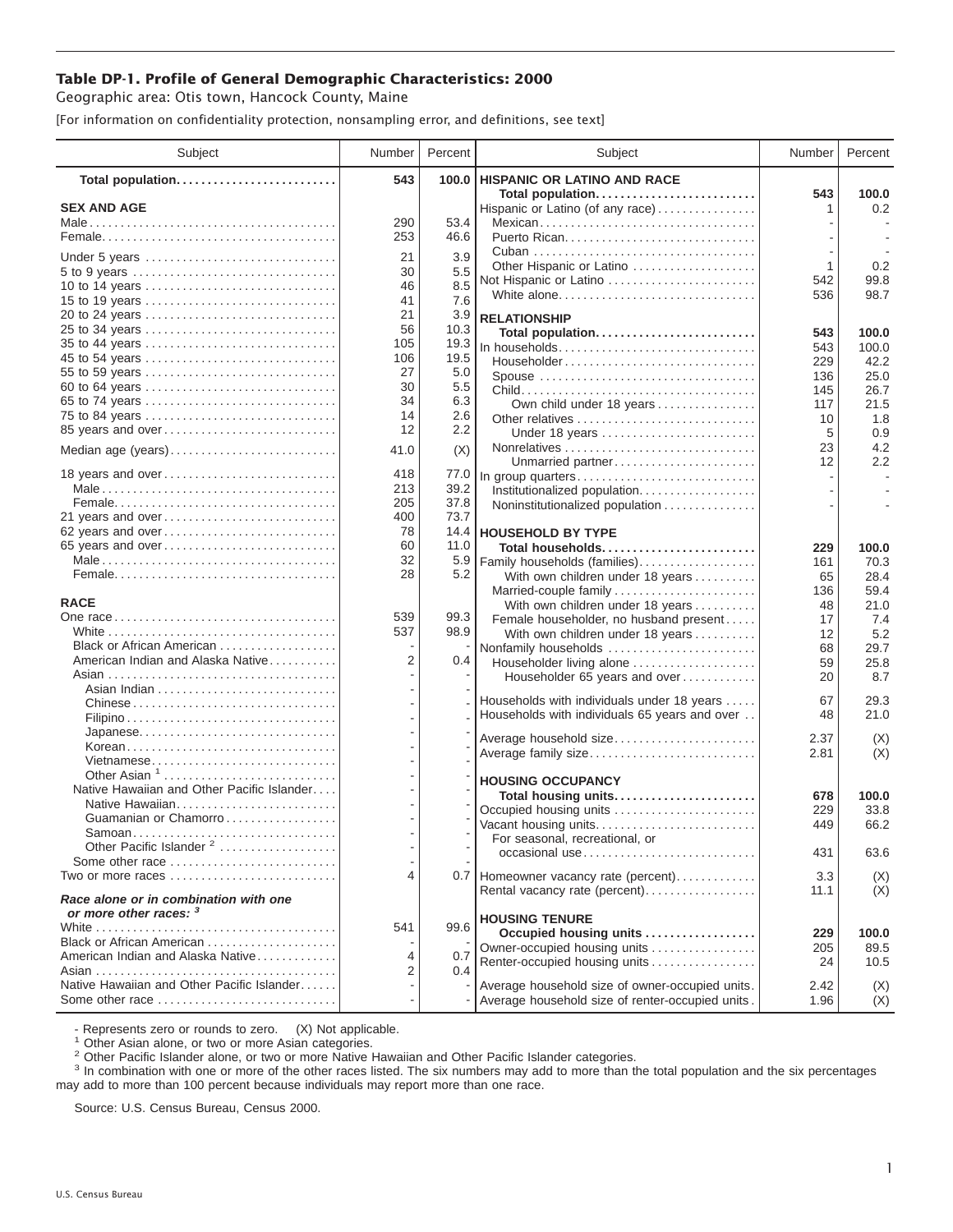# Table DP-1. Profile of General Demographic Characteristics: 2000

Geographic area: Otis town, Hancock County, Maine

[For information on confidentiality protection, nonsampling error, and definitions, see text]

| Subject | Number | Percent |
|---|---|---|
| **Total population** | **543** | **100.0** |
| **SEX AND AGE** | | |
| Male | 290 | 53.4 |
| Female | 253 | 46.6 |
| Under 5 years | 21 | 3.9 |
| 5 to 9 years | 30 | 5.5 |
| 10 to 14 years | 46 | 8.5 |
| 15 to 19 years | 41 | 7.6 |
| 20 to 24 years | 21 | 3.9 |
| 25 to 34 years | 56 | 10.3 |
| 35 to 44 years | 105 | 19.3 |
| 45 to 54 years | 106 | 19.5 |
| 55 to 59 years | 27 | 5.0 |
| 60 to 64 years | 30 | 5.5 |
| 65 to 74 years | 34 | 6.3 |
| 75 to 84 years | 14 | 2.6 |
| 85 years and over | 12 | 2.2 |
| Median age (years) | 41.0 | (X) |
| 18 years and over | 418 | 77.0 |
| Male | 213 | 39.2 |
| Female | 205 | 37.8 |
| 21 years and over | 400 | 73.7 |
| 62 years and over | 78 | 14.4 |
| 65 years and over | 60 | 11.0 |
| Male | 32 | 5.9 |
| Female | 28 | 5.2 |
| **RACE** | | |
| One race | 539 | 99.3 |
| White | 537 | 98.9 |
| Black or African American | - | - |
| American Indian and Alaska Native | 2 | 0.4 |
| Asian | - | - |
| Asian Indian | - | - |
| Chinese | - | - |
| Filipino | - | - |
| Japanese | - | - |
| Korean | - | - |
| Vietnamese | - | - |
| Other Asian [1] | - | - |
| Native Hawaiian and Other Pacific Islander | - | - |
| Native Hawaiian | - | - |
| Guamanian or Chamorro | - | - |
| Samoan | - | - |
| Other Pacific Islander [2] | - | - |
| Some other race | - | - |
| Two or more races | 4 | 0.7 |
| ***Race alone or in combination with one or more other races:*** [3] | | |
| White | 541 | 99.6 |
| Black or African American | - | - |
| American Indian and Alaska Native | 4 | 0.7 |
| Asian | 2 | 0.4 |
| Native Hawaiian and Other Pacific Islander | - | - |
| Some other race | - | - |
| **HISPANIC OR LATINO AND RACE** | | |
| **Total population** | **543** | **100.0** |
| Hispanic or Latino (of any race) | 1 | 0.2 |
| Mexican | - | - |
| Puerto Rican | - | - |
| Cuban | - | - |
| Other Hispanic or Latino | 1 | 0.2 |
| Not Hispanic or Latino | 542 | 99.8 |
| White alone | 536 | 98.7 |
| **RELATIONSHIP** | | |
| **Total population** | **543** | **100.0** |
| In households | 543 | 100.0 |
| Householder | 229 | 42.2 |
| Spouse | 136 | 25.0 |
| Child | 145 | 26.7 |
| Own child under 18 years | 117 | 21.5 |
| Other relatives | 10 | 1.8 |
| Under 18 years | 5 | 0.9 |
| Nonrelatives | 23 | 4.2 |
| Unmarried partner | 12 | 2.2 |
| In group quarters | - | - |
| Institutionalized population | - | - |
| Noninstitutionalized population | - | - |
| **HOUSEHOLD BY TYPE** | | |
| **Total households** | **229** | **100.0** |
| Family households (families) | 161 | 70.3 |
| With own children under 18 years | 65 | 28.4 |
| Married-couple family | 136 | 59.4 |
| With own children under 18 years | 48 | 21.0 |
| Female householder, no husband present | 17 | 7.4 |
| With own children under 18 years | 12 | 5.2 |
| Nonfamily households | 68 | 29.7 |
| Householder living alone | 59 | 25.8 |
| Householder 65 years and over | 20 | 8.7 |
| Households with individuals under 18 years | 67 | 29.3 |
| Households with individuals 65 years and over | 48 | 21.0 |
| Average household size | 2.37 | (X) |
| Average family size | 2.81 | (X) |
| **HOUSING OCCUPANCY** | | |
| **Total housing units** | **678** | **100.0** |
| Occupied housing units | 229 | 33.8 |
| Vacant housing units | 449 | 66.2 |
| For seasonal, recreational, or occasional use | 431 | 63.6 |
| Homeowner vacancy rate (percent) | 3.3 | (X) |
| Rental vacancy rate (percent) | 11.1 | (X) |
| **HOUSING TENURE** | | |
| **Occupied housing units** | **229** | **100.0** |
| Owner-occupied housing units | 205 | 89.5 |
| Renter-occupied housing units | 24 | 10.5 |
| Average household size of owner-occupied units | 2.42 | (X) |
| Average household size of renter-occupied units | 1.96 | (X) |

- Represents zero or rounds to zero. (X) Not applicable.

[1] Other Asian alone, or two or more Asian categories.

[2] Other Pacific Islander alone, or two or more Native Hawaiian and Other Pacific Islander categories.

[3] In combination with one or more of the other races listed. The six numbers may add to more than the total population and the six percentages may add to more than 100 percent because individuals may report more than one race.

Source: U.S. Census Bureau, Census 2000.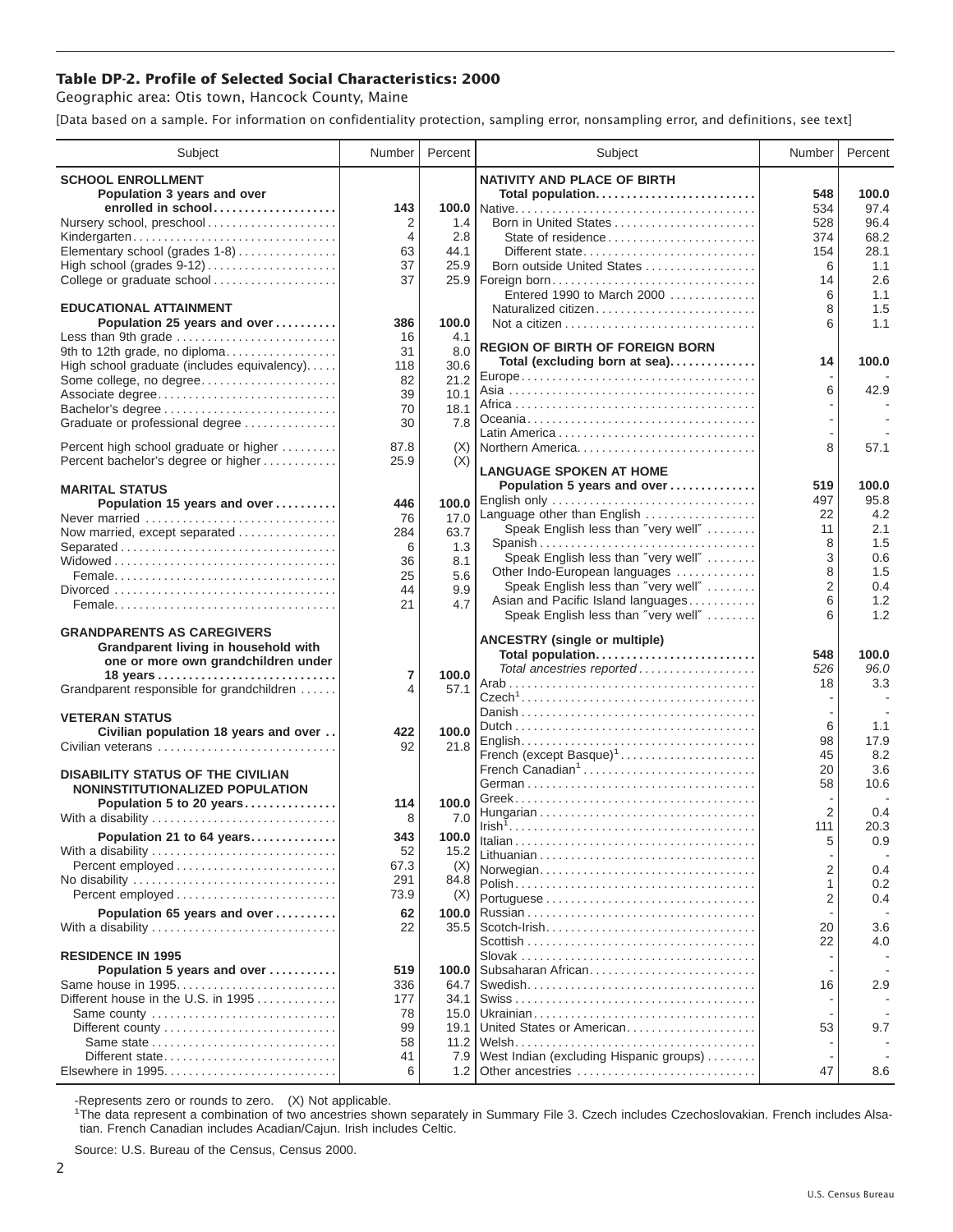## Table DP-2. Profile of Selected Social Characteristics: 2000

Geographic area: Otis town, Hancock County, Maine

[Data based on a sample. For information on confidentiality protection, sampling error, nonsampling error, and definitions, see text]

| Subject | Number | Percent |
|---|---|---|
| **SCHOOL ENROLLMENT** | | |
| **Population 3 years and over enrolled in school** | **143** | **100.0** |
| Nursery school, preschool | 2 | 1.4 |
| Kindergarten | 4 | 2.8 |
| Elementary school (grades 1-8) | 63 | 44.1 |
| High school (grades 9-12) | 37 | 25.9 |
| College or graduate school | 37 | 25.9 |
| **EDUCATIONAL ATTAINMENT** | | |
| **Population 25 years and over** | **386** | **100.0** |
| Less than 9th grade | 16 | 4.1 |
| 9th to 12th grade, no diploma | 31 | 8.0 |
| High school graduate (includes equivalency) | 118 | 30.6 |
| Some college, no degree | 82 | 21.2 |
| Associate degree | 39 | 10.1 |
| Bachelor's degree | 70 | 18.1 |
| Graduate or professional degree | 30 | 7.8 |
| Percent high school graduate or higher | 87.8 | (X) |
| Percent bachelor's degree or higher | 25.9 | (X) |
| **MARITAL STATUS** | | |
| **Population 15 years and over** | **446** | **100.0** |
| Never married | 76 | 17.0 |
| Now married, except separated | 284 | 63.7 |
| Separated | 6 | 1.3 |
| Widowed | 36 | 8.1 |
| Female | 25 | 5.6 |
| Divorced | 44 | 9.9 |
| Female | 21 | 4.7 |
| **GRANDPARENTS AS CAREGIVERS** | | |
| **Grandparent living in household with one or more own grandchildren under 18 years** | **7** | **100.0** |
| Grandparent responsible for grandchildren | 4 | 57.1 |
| **VETERAN STATUS** | | |
| **Civilian population 18 years and over** | **422** | **100.0** |
| Civilian veterans | 92 | 21.8 |
| **DISABILITY STATUS OF THE CIVILIAN NONINSTITUTIONALIZED POPULATION** | | |
| **Population 5 to 20 years** | **114** | **100.0** |
| With a disability | 8 | 7.0 |
| **Population 21 to 64 years** | **343** | **100.0** |
| With a disability | 52 | 15.2 |
| Percent employed | 67.3 | (X) |
| No disability | 291 | 84.8 |
| Percent employed | 73.9 | (X) |
| **Population 65 years and over** | **62** | **100.0** |
| With a disability | 22 | 35.5 |
| **RESIDENCE IN 1995** | | |
| **Population 5 years and over** | **519** | **100.0** |
| Same house in 1995 | 336 | 64.7 |
| Different house in the U.S. in 1995 | 177 | 34.1 |
| Same county | 78 | 15.0 |
| Different county | 99 | 19.1 |
| Same state | 58 | 11.2 |
| Different state | 41 | 7.9 |
| Elsewhere in 1995 | 6 | 1.2 |

| Subject | Number | Percent |
|---|---|---|
| **NATIVITY AND PLACE OF BIRTH** | | |
| **Total population** | **548** | **100.0** |
| Native | 534 | 97.4 |
| Born in United States | 528 | 96.4 |
| State of residence | 374 | 68.2 |
| Different state | 154 | 28.1 |
| Born outside United States | 6 | 1.1 |
| Foreign born | 14 | 2.6 |
| Entered 1990 to March 2000 | 6 | 1.1 |
| Naturalized citizen | 8 | 1.5 |
| Not a citizen | 6 | 1.1 |
| **REGION OF BIRTH OF FOREIGN BORN** | | |
| **Total (excluding born at sea)** | **14** | **100.0** |
| Europe | - | - |
| Asia | 6 | 42.9 |
| Africa | - | - |
| Oceania | - | - |
| Latin America | - | - |
| Northern America | 8 | 57.1 |
| **LANGUAGE SPOKEN AT HOME** | | |
| **Population 5 years and over** | **519** | **100.0** |
| English only | 497 | 95.8 |
| Language other than English | 22 | 4.2 |
| Speak English less than "very well" | 11 | 2.1 |
| Spanish | 8 | 1.5 |
| Speak English less than "very well" | 3 | 0.6 |
| Other Indo-European languages | 8 | 1.5 |
| Speak English less than "very well" | 2 | 0.4 |
| Asian and Pacific Island languages | 6 | 1.2 |
| Speak English less than "very well" | 6 | 1.2 |
| **ANCESTRY (single or multiple)** | | |
| **Total population** | **548** | **100.0** |
| *Total ancestries reported* | *526* | *96.0* |
| Arab | 18 | 3.3 |
| Czech[1] | - | - |
| Danish | - | - |
| Dutch | 6 | 1.1 |
| English | 98 | 17.9 |
| French (except Basque)[1] | 45 | 8.2 |
| French Canadian[1] | 20 | 3.6 |
| German | 58 | 10.6 |
| Greek | - | - |
| Hungarian | 2 | 0.4 |
| Irish[1] | 111 | 20.3 |
| Italian | 5 | 0.9 |
| Lithuanian | - | - |
| Norwegian | 2 | 0.4 |
| Polish | 1 | 0.2 |
| Portuguese | 2 | 0.4 |
| Russian | - | - |
| Scotch-Irish | 20 | 3.6 |
| Scottish | 22 | 4.0 |
| Slovak | - | - |
| Subsaharan African | - | - |
| Swedish | 16 | 2.9 |
| Swiss | - | - |
| Ukrainian | - | - |
| United States or American | 53 | 9.7 |
| Welsh | - | - |
| West Indian (excluding Hispanic groups) | - | - |
| Other ancestries | 47 | 8.6 |

-Represents zero or rounds to zero. (X) Not applicable.

[1]The data represent a combination of two ancestries shown separately in Summary File 3. Czech includes Czechoslovakian. French includes Alsatian. French Canadian includes Acadian/Cajun. Irish includes Celtic.

Source: U.S. Bureau of the Census, Census 2000.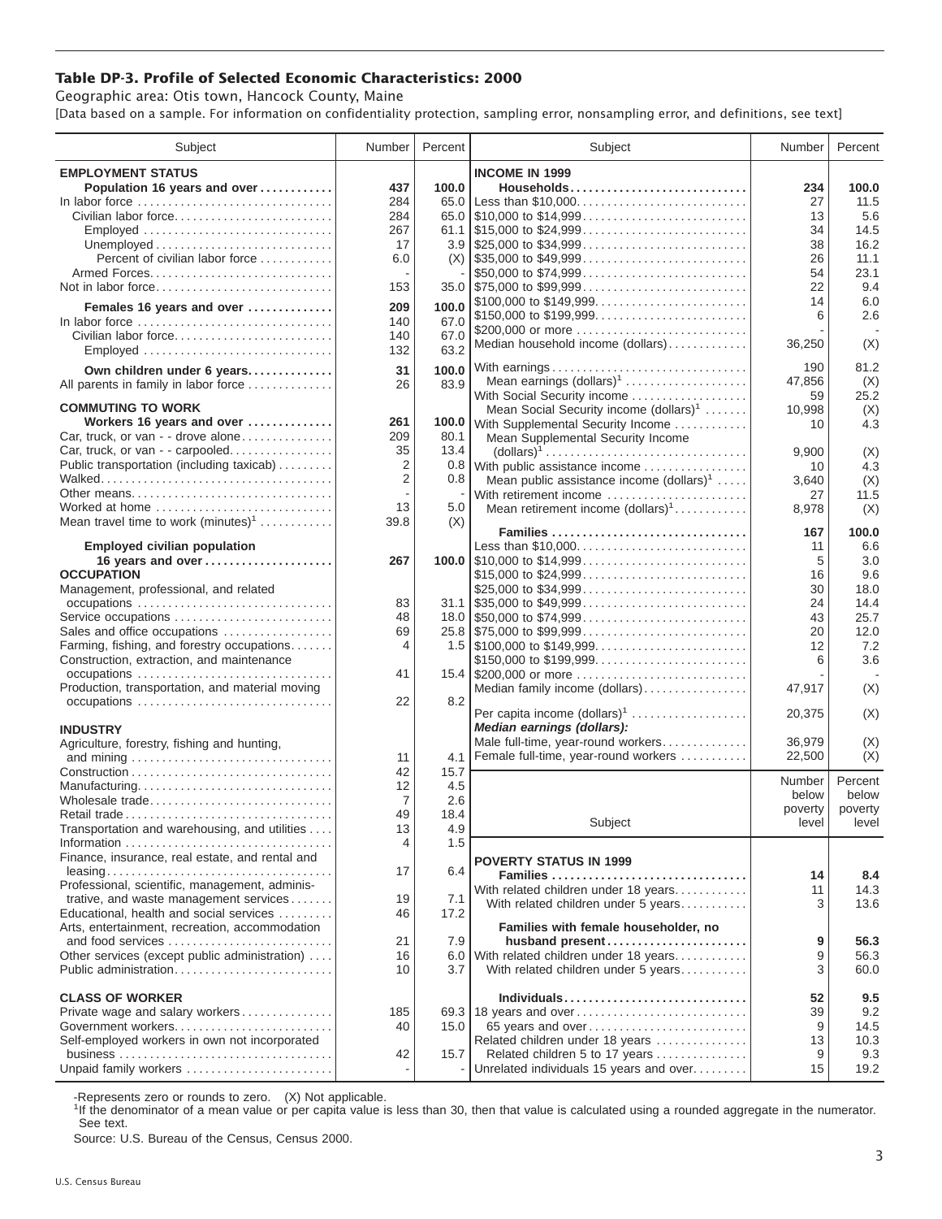# Table DP-3. Profile of Selected Economic Characteristics: 2000

Geographic area: Otis town, Hancock County, Maine

[Data based on a sample. For information on confidentiality protection, sampling error, nonsampling error, and definitions, see text]

| Subject | Number | Percent |
|---|---|---|
| **EMPLOYMENT STATUS** | | |
| **Population 16 years and over** | **437** | **100.0** |
| In labor force | 284 | 65.0 |
| Civilian labor force | 284 | 65.0 |
| Employed | 267 | 61.1 |
| Unemployed | 17 | 3.9 |
| Percent of civilian labor force | 6.0 | (X) |
| Armed Forces | - | - |
| Not in labor force | 153 | 35.0 |
| **Females 16 years and over** | **209** | **100.0** |
| In labor force | 140 | 67.0 |
| Civilian labor force | 140 | 67.0 |
| Employed | 132 | 63.2 |
| **Own children under 6 years** | **31** | **100.0** |
| All parents in family in labor force | 26 | 83.9 |
| **COMMUTING TO WORK** | | |
| **Workers 16 years and over** | **261** | **100.0** |
| Car, truck, or van - - drove alone | 209 | 80.1 |
| Car, truck, or van - - carpooled | 35 | 13.4 |
| Public transportation (including taxicab) | 2 | 0.8 |
| Walked | 2 | 0.8 |
| Other means | - | - |
| Worked at home | 13 | 5.0 |
| Mean travel time to work (minutes)[1] | 39.8 | (X) |
| **Employed civilian population 16 years and over** | **267** | **100.0** |
| **OCCUPATION** | | |
| Management, professional, and related occupations | 83 | 31.1 |
| Service occupations | 48 | 18.0 |
| Sales and office occupations | 69 | 25.8 |
| Farming, fishing, and forestry occupations | 4 | 1.5 |
| Construction, extraction, and maintenance occupations | 41 | 15.4 |
| Production, transportation, and material moving occupations | 22 | 8.2 |
| **INDUSTRY** | | |
| Agriculture, forestry, fishing and hunting, and mining | 11 | 4.1 |
| Construction | 42 | 15.7 |
| Manufacturing | 12 | 4.5 |
| Wholesale trade | 7 | 2.6 |
| Retail trade | 49 | 18.4 |
| Transportation and warehousing, and utilities | 13 | 4.9 |
| Information | 4 | 1.5 |
| Finance, insurance, real estate, and rental and leasing | 17 | 6.4 |
| Professional, scientific, management, administrative, and waste management services | 19 | 7.1 |
| Educational, health and social services | 46 | 17.2 |
| Arts, entertainment, recreation, accommodation and food services | 21 | 7.9 |
| Other services (except public administration) | 16 | 6.0 |
| Public administration | 10 | 3.7 |
| **CLASS OF WORKER** | | |
| Private wage and salary workers | 185 | 69.3 |
| Government workers | 40 | 15.0 |
| Self-employed workers in own not incorporated business | 42 | 15.7 |
| Unpaid family workers | - | - |

| Subject | Number | Percent |
|---|---|---|
| **INCOME IN 1999** | | |
| **Households** | **234** | **100.0** |
| Less than $10,000 | 27 | 11.5 |
| $10,000 to $14,999 | 13 | 5.6 |
| $15,000 to $24,999 | 34 | 14.5 |
| $25,000 to $34,999 | 38 | 16.2 |
| $35,000 to $49,999 | 26 | 11.1 |
| $50,000 to $74,999 | 54 | 23.1 |
| $75,000 to $99,999 | 22 | 9.4 |
| $100,000 to $149,999 | 14 | 6.0 |
| $150,000 to $199,999 | 6 | 2.6 |
| $200,000 or more | - | - |
| Median household income (dollars) | 36,250 | (X) |
| With earnings | 190 | 81.2 |
| Mean earnings (dollars)[1] | 47,856 | (X) |
| With Social Security income | 59 | 25.2 |
| Mean Social Security income (dollars)[1] | 10,998 | (X) |
| With Supplemental Security Income | 10 | 4.3 |
| Mean Supplemental Security Income (dollars)[1] | 9,900 | (X) |
| With public assistance income | 10 | 4.3 |
| Mean public assistance income (dollars)[1] | 3,640 | (X) |
| With retirement income | 27 | 11.5 |
| Mean retirement income (dollars)[1] | 8,978 | (X) |
| **Families** | **167** | **100.0** |
| Less than $10,000 | 11 | 6.6 |
| $10,000 to $14,999 | 5 | 3.0 |
| $15,000 to $24,999 | 16 | 9.6 |
| $25,000 to $34,999 | 30 | 18.0 |
| $35,000 to $49,999 | 24 | 14.4 |
| $50,000 to $74,999 | 43 | 25.7 |
| $75,000 to $99,999 | 20 | 12.0 |
| $100,000 to $149,999 | 12 | 7.2 |
| $150,000 to $199,999 | 6 | 3.6 |
| $200,000 or more | - | - |
| Median family income (dollars) | 47,917 | (X) |
| Per capita income (dollars)[1] | 20,375 | (X) |
| ***Median earnings (dollars):*** | | |
| Male full-time, year-round workers | 36,979 | (X) |
| Female full-time, year-round workers | 22,500 | (X) |

| Subject | Number below poverty level | Percent below poverty level |
|---|---|---|
| **POVERTY STATUS IN 1999** | | |
| **Families** | **14** | **8.4** |
| With related children under 18 years | 11 | 14.3 |
| With related children under 5 years | 3 | 13.6 |
| **Families with female householder, no husband present** | **9** | **56.3** |
| With related children under 18 years | 9 | 56.3 |
| With related children under 5 years | 3 | 60.0 |
| **Individuals** | **52** | **9.5** |
| 18 years and over | 39 | 9.2 |
| 65 years and over | 9 | 14.5 |
| Related children under 18 years | 13 | 10.3 |
| Related children 5 to 17 years | 9 | 9.3 |
| Unrelated individuals 15 years and over | 15 | 19.2 |

-Represents zero or rounds to zero. (X) Not applicable.

[1]If the denominator of a mean value or per capita value is less than 30, then that value is calculated using a rounded aggregate in the numerator. See text.

Source: U.S. Bureau of the Census, Census 2000.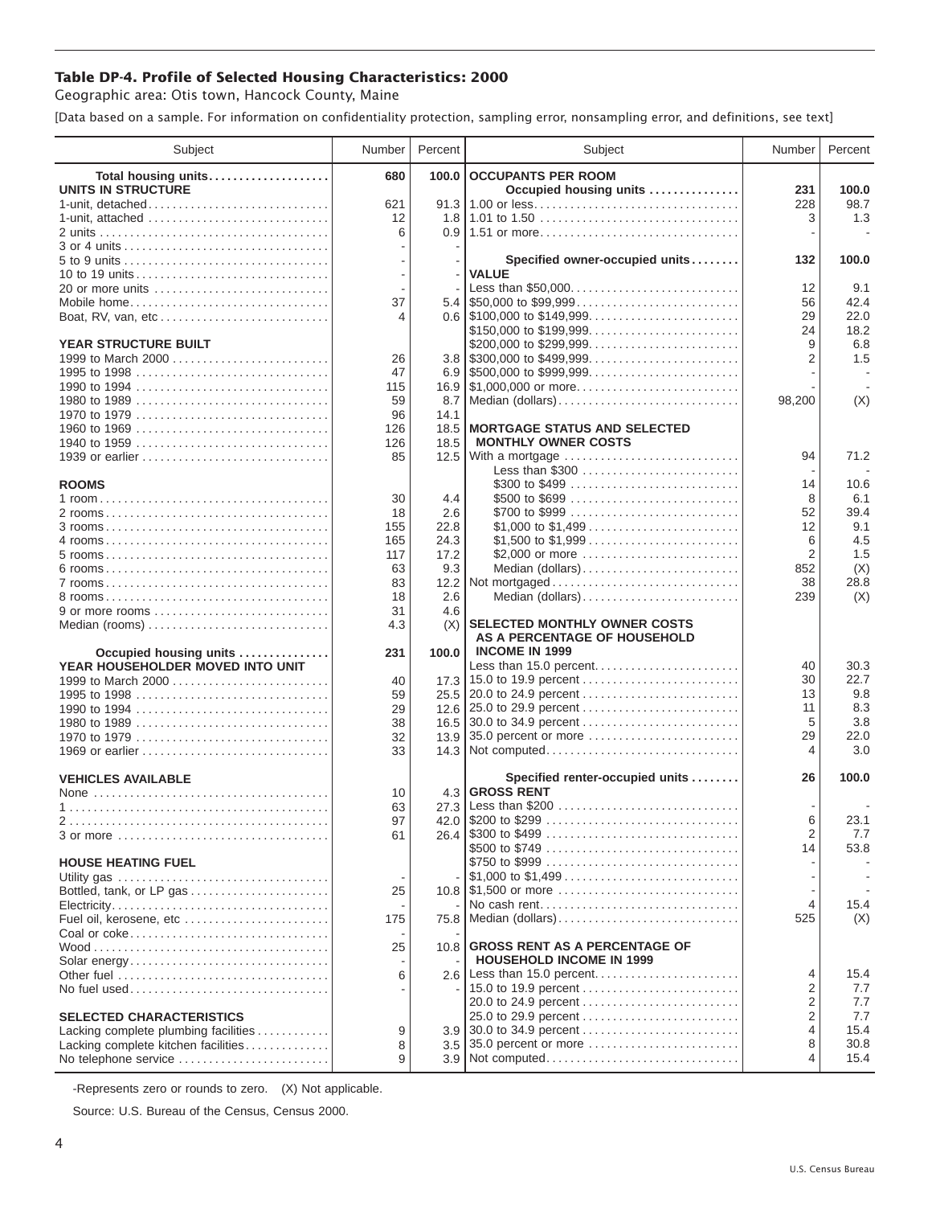## Table DP-4. Profile of Selected Housing Characteristics: 2000

Geographic area: Otis town, Hancock County, Maine

[Data based on a sample. For information on confidentiality protection, sampling error, nonsampling error, and definitions, see text]

| Subject | Number | Percent | Subject | Number | Percent |
|---|---|---|---|---|---|
| **Total housing units** | **680** | **100.0** | **OCCUPANTS PER ROOM** | | |
| **UNITS IN STRUCTURE** | | | **Occupied housing units** | **231** | **100.0** |
| 1-unit, detached | 621 | 91.3 | 1.00 or less | 228 | 98.7 |
| 1-unit, attached | 12 | 1.8 | 1.01 to 1.50 | 3 | 1.3 |
| 2 units | 6 | 0.9 | 1.51 or more | - | - |
| 3 or 4 units | - | - | | | |
| 5 to 9 units | - | - | **Specified owner-occupied units** | **132** | **100.0** |
| 10 to 19 units | - | - | **VALUE** | | |
| 20 or more units | - | - | Less than $50,000 | 12 | 9.1 |
| Mobile home | 37 | 5.4 | $50,000 to $99,999 | 56 | 42.4 |
| Boat, RV, van, etc | 4 | 0.6 | $100,000 to $149,999 | 29 | 22.0 |
| | | | $150,000 to $199,999 | 24 | 18.2 |
| **YEAR STRUCTURE BUILT** | | | $200,000 to $299,999 | 9 | 6.8 |
| 1999 to March 2000 | 26 | 3.8 | $300,000 to $499,999 | 2 | 1.5 |
| 1995 to 1998 | 47 | 6.9 | $500,000 to $999,999 | - | - |
| 1990 to 1994 | 115 | 16.9 | $1,000,000 or more | - | - |
| 1980 to 1989 | 59 | 8.7 | Median (dollars) | 98,200 | (X) |
| 1970 to 1979 | 96 | 14.1 | | | |
| 1960 to 1969 | 126 | 18.5 | **MORTGAGE STATUS AND SELECTED MONTHLY OWNER COSTS** | | |
| 1940 to 1959 | 126 | 18.5 | | | |
| 1939 or earlier | 85 | 12.5 | With a mortgage | 94 | 71.2 |
| | | | Less than $300 | - | - |
| **ROOMS** | | | $300 to $499 | 14 | 10.6 |
| 1 room | 30 | 4.4 | $500 to $699 | 8 | 6.1 |
| 2 rooms | 18 | 2.6 | $700 to $999 | 52 | 39.4 |
| 3 rooms | 155 | 22.8 | $1,000 to $1,499 | 12 | 9.1 |
| 4 rooms | 165 | 24.3 | $1,500 to $1,999 | 6 | 4.5 |
| 5 rooms | 117 | 17.2 | $2,000 or more | 2 | 1.5 |
| 6 rooms | 63 | 9.3 | Median (dollars) | 852 | (X) |
| 7 rooms | 83 | 12.2 | Not mortgaged | 38 | 28.8 |
| 8 rooms | 18 | 2.6 | Median (dollars) | 239 | (X) |
| 9 or more rooms | 31 | 4.6 | | | |
| Median (rooms) | 4.3 | (X) | **SELECTED MONTHLY OWNER COSTS AS A PERCENTAGE OF HOUSEHOLD INCOME IN 1999** | | |
| **Occupied housing units** | **231** | **100.0** | | | |
| **YEAR HOUSEHOLDER MOVED INTO UNIT** | | | Less than 15.0 percent | 40 | 30.3 |
| 1999 to March 2000 | 40 | 17.3 | 15.0 to 19.9 percent | 30 | 22.7 |
| 1995 to 1998 | 59 | 25.5 | 20.0 to 24.9 percent | 13 | 9.8 |
| 1990 to 1994 | 29 | 12.6 | 25.0 to 29.9 percent | 11 | 8.3 |
| 1980 to 1989 | 38 | 16.5 | 30.0 to 34.9 percent | 5 | 3.8 |
| 1970 to 1979 | 32 | 13.9 | 35.0 percent or more | 29 | 22.0 |
| 1969 or earlier | 33 | 14.3 | Not computed | 4 | 3.0 |
| | | | | | |
| **VEHICLES AVAILABLE** | | | **Specified renter-occupied units** | **26** | **100.0** |
| None | 10 | 4.3 | **GROSS RENT** | | |
| 1 | 63 | 27.3 | Less than $200 | - | - |
| 2 | 97 | 42.0 | $200 to $299 | 6 | 23.1 |
| 3 or more | 61 | 26.4 | $300 to $499 | 2 | 7.7 |
| | | | $500 to $749 | 14 | 53.8 |
| **HOUSE HEATING FUEL** | | | $750 to $999 | - | - |
| Utility gas | - | - | $1,000 to $1,499 | - | - |
| Bottled, tank, or LP gas | 25 | 10.8 | $1,500 or more | - | - |
| Electricity | - | - | No cash rent | 4 | 15.4 |
| Fuel oil, kerosene, etc | 175 | 75.8 | Median (dollars) | 525 | (X) |
| Coal or coke | - | - | | | |
| Wood | 25 | 10.8 | **GROSS RENT AS A PERCENTAGE OF HOUSEHOLD INCOME IN 1999** | | |
| Solar energy | - | - | | | |
| Other fuel | 6 | 2.6 | Less than 15.0 percent | 4 | 15.4 |
| No fuel used | - | - | 15.0 to 19.9 percent | 2 | 7.7 |
| | | | 20.0 to 24.9 percent | 2 | 7.7 |
| **SELECTED CHARACTERISTICS** | | | 25.0 to 29.9 percent | 2 | 7.7 |
| Lacking complete plumbing facilities | 9 | 3.9 | 30.0 to 34.9 percent | 4 | 15.4 |
| Lacking complete kitchen facilities | 8 | 3.5 | 35.0 percent or more | 8 | 30.8 |
| No telephone service | 9 | 3.9 | Not computed | 4 | 15.4 |

-Represents zero or rounds to zero. (X) Not applicable.

Source: U.S. Bureau of the Census, Census 2000.